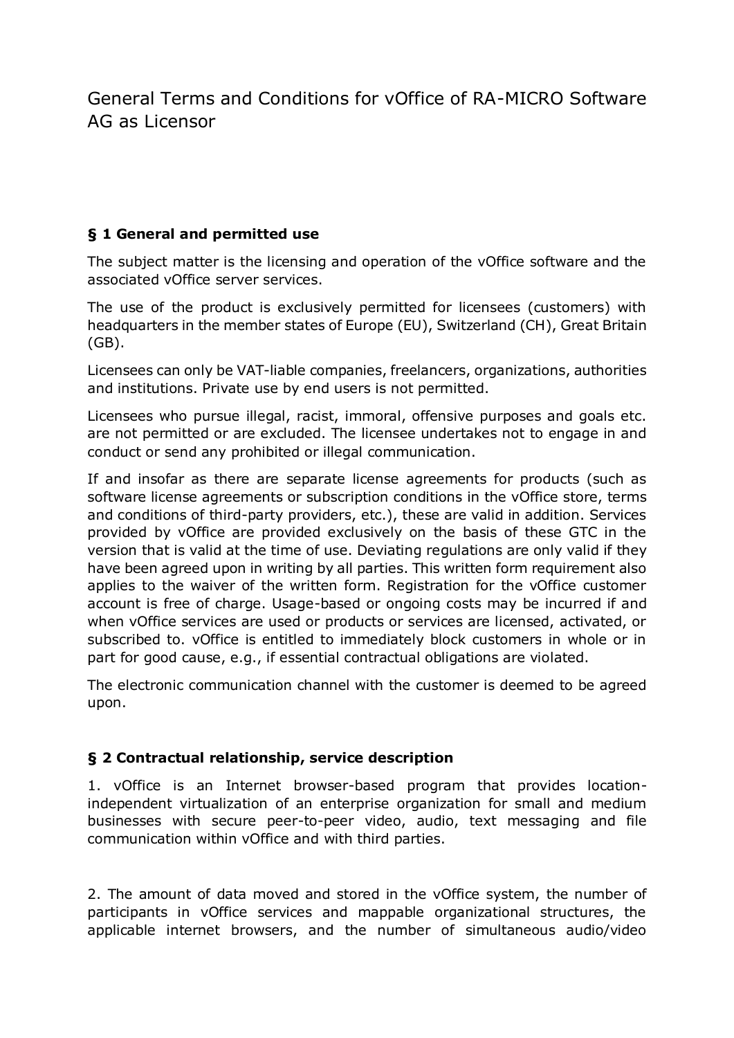# General Terms and Conditions for vOffice of RA-MICRO Software AG as Licensor

## § 1 General and permitted use

The subject matter is the licensing and operation of the vOffice software and the associated vOffice server services.

The use of the product is exclusively permitted for licensees (customers) with headquarters in the member states of Europe (EU), Switzerland (CH), Great Britain (GB).

Licensees can only be VAT-liable companies, freelancers, organizations, authorities and institutions. Private use by end users is not permitted.

Licensees who pursue illegal, racist, immoral, offensive purposes and goals etc. are not permitted or are excluded. The licensee undertakes not to engage in and conduct or send any prohibited or illegal communication.

If and insofar as there are separate license agreements for products (such as software license agreements or subscription conditions in the vOffice store, terms and conditions of third-party providers, etc.), these are valid in addition. Services provided by vOffice are provided exclusively on the basis of these GTC in the version that is valid at the time of use. Deviating regulations are only valid if they have been agreed upon in writing by all parties. This written form requirement also applies to the waiver of the written form. Registration for the vOffice customer account is free of charge. Usage-based or ongoing costs may be incurred if and when vOffice services are used or products or services are licensed, activated, or subscribed to. vOffice is entitled to immediately block customers in whole or in part for good cause, e.g., if essential contractual obligations are violated.

The electronic communication channel with the customer is deemed to be agreed upon.

## § 2 Contractual relationship, service description

1. vOffice is an Internet browser-based program that provides location-independent virtualization of an enterprise organization for small and medium businesses with secure peer-to-peer video, audio, text messaging and file communication within vOffice and with third parties.

2. The amount of data moved and stored in the vOffice system, the number of participants in vOffice services and mappable organizational structures, the applicable internet browsers, and the number of simultaneous audio/video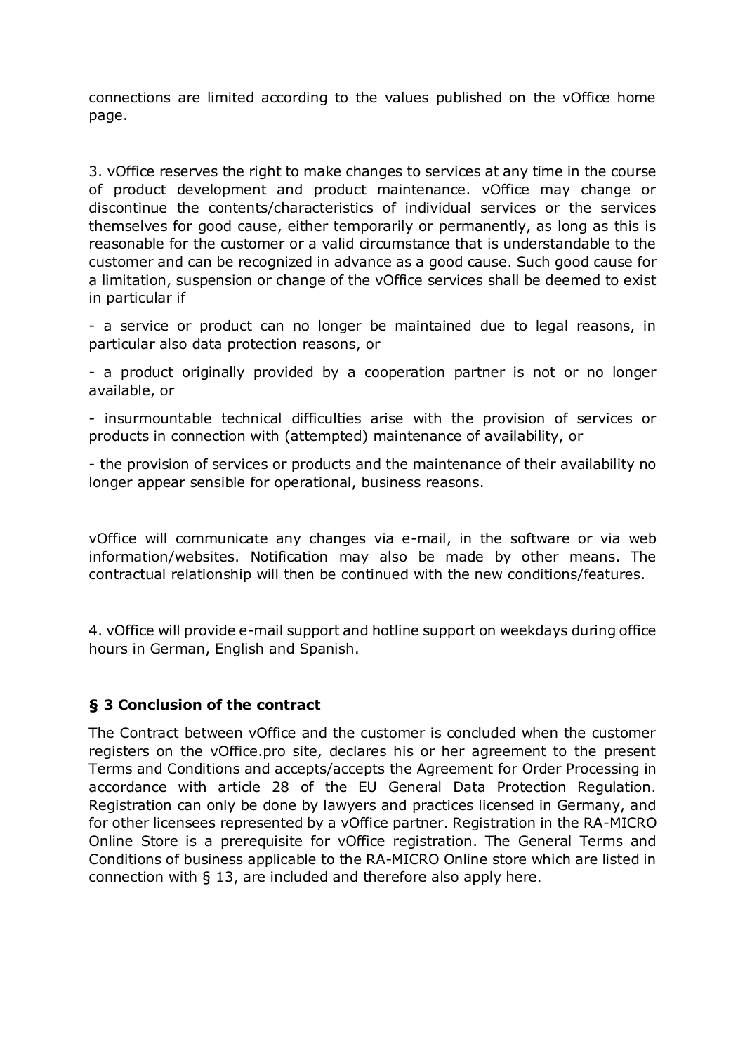connections are limited according to the values published on the vOffice home page.

3. vOffice reserves the right to make changes to services at any time in the course of product development and product maintenance. vOffice may change or discontinue the contents/characteristics of individual services or the services themselves for good cause, either temporarily or permanently, as long as this is reasonable for the customer or a valid circumstance that is understandable to the customer and can be recognized in advance as a good cause. Such good cause for a limitation, suspension or change of the vOffice services shall be deemed to exist in particular if

- a service or product can no longer be maintained due to legal reasons, in particular also data protection reasons, or

- a product originally provided by a cooperation partner is not or no longer available, or

- insurmountable technical difficulties arise with the provision of services or products in connection with (attempted) maintenance of availability, or

- the provision of services or products and the maintenance of their availability no longer appear sensible for operational, business reasons.

vOffice will communicate any changes via e-mail, in the software or via web information/websites. Notification may also be made by other means. The contractual relationship will then be continued with the new conditions/features.

4. vOffice will provide e-mail support and hotline support on weekdays during office hours in German, English and Spanish.

### § 3 Conclusion of the contract

The Contract between vOffice and the customer is concluded when the customer registers on the vOffice.pro site, declares his or her agreement to the present Terms and Conditions and accepts/accepts the Agreement for Order Processing in accordance with article 28 of the EU General Data Protection Regulation. Registration can only be done by lawyers and practices licensed in Germany, and for other licensees represented by a vOffice partner. Registration in the RA-MICRO Online Store is a prerequisite for vOffice registration. The General Terms and Conditions of business applicable to the RA-MICRO Online store which are listed in connection with § 13, are included and therefore also apply here.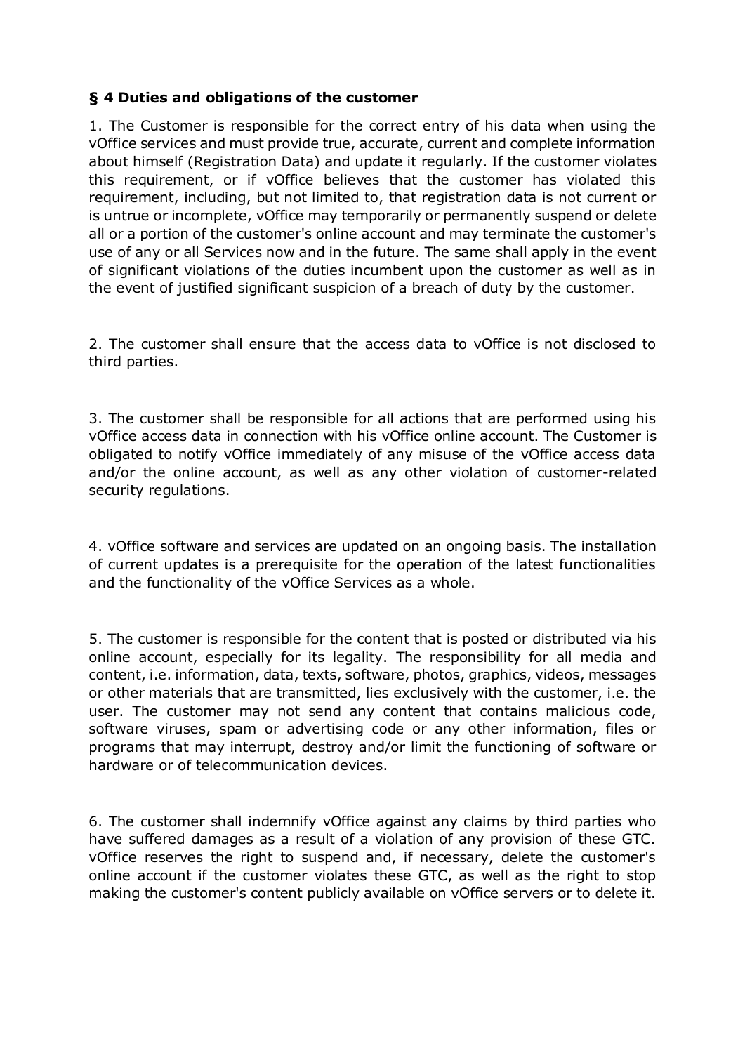### § 4 Duties and obligations of the customer

1. The Customer is responsible for the correct entry of his data when using the vOffice services and must provide true, accurate, current and complete information about himself (Registration Data) and update it regularly. If the customer violates this requirement, or if vOffice believes that the customer has violated this requirement, including, but not limited to, that registration data is not current or is untrue or incomplete, vOffice may temporarily or permanently suspend or delete all or a portion of the customer's online account and may terminate the customer's use of any or all Services now and in the future. The same shall apply in the event of significant violations of the duties incumbent upon the customer as well as in the event of justified significant suspicion of a breach of duty by the customer.

2. The customer shall ensure that the access data to vOffice is not disclosed to third parties.

3. The customer shall be responsible for all actions that are performed using his vOffice access data in connection with his vOffice online account. The Customer is obligated to notify vOffice immediately of any misuse of the vOffice access data and/or the online account, as well as any other violation of customer-related security regulations.

4. vOffice software and services are updated on an ongoing basis. The installation of current updates is a prerequisite for the operation of the latest functionalities and the functionality of the vOffice Services as a whole.

5. The customer is responsible for the content that is posted or distributed via his online account, especially for its legality. The responsibility for all media and content, i.e. information, data, texts, software, photos, graphics, videos, messages or other materials that are transmitted, lies exclusively with the customer, i.e. the user. The customer may not send any content that contains malicious code, software viruses, spam or advertising code or any other information, files or programs that may interrupt, destroy and/or limit the functioning of software or hardware or of telecommunication devices.

6. The customer shall indemnify vOffice against any claims by third parties who have suffered damages as a result of a violation of any provision of these GTC. vOffice reserves the right to suspend and, if necessary, delete the customer's online account if the customer violates these GTC, as well as the right to stop making the customer's content publicly available on vOffice servers or to delete it.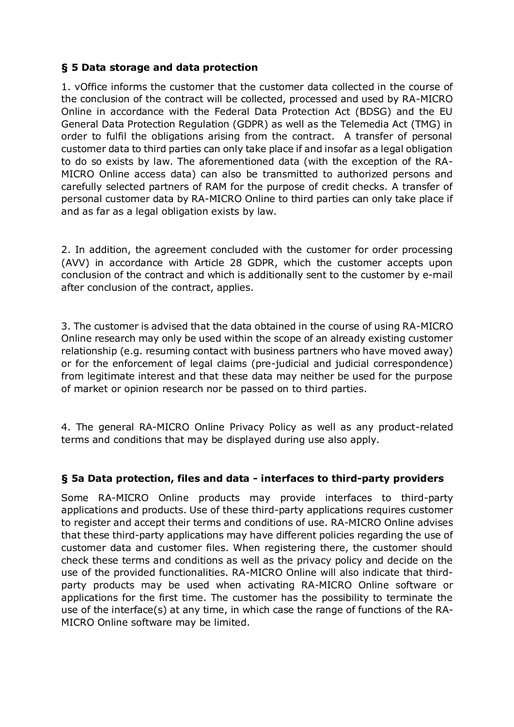## § 5 Data storage and data protection

1. vOffice informs the customer that the customer data collected in the course of the conclusion of the contract will be collected, processed and used by RA-MICRO Online in accordance with the Federal Data Protection Act (BDSG) and the EU General Data Protection Regulation (GDPR) as well as the Telemedia Act (TMG) in order to fulfil the obligations arising from the contract. A transfer of personal customer data to third parties can only take place if and insofar as a legal obligation to do so exists by law. The aforementioned data (with the exception of the RA-MICRO Online access data) can also be transmitted to authorized persons and carefully selected partners of RAM for the purpose of credit checks. A transfer of personal customer data by RA-MICRO Online to third parties can only take place if and as far as a legal obligation exists by law.

2. In addition, the agreement concluded with the customer for order processing (AVV) in accordance with Article 28 GDPR, which the customer accepts upon conclusion of the contract and which is additionally sent to the customer by e-mail after conclusion of the contract, applies.

3. The customer is advised that the data obtained in the course of using RA-MICRO Online research may only be used within the scope of an already existing customer relationship (e.g. resuming contact with business partners who have moved away) or for the enforcement of legal claims (pre-judicial and judicial correspondence) from legitimate interest and that these data may neither be used for the purpose of market or opinion research nor be passed on to third parties.

4. The general RA-MICRO Online Privacy Policy as well as any product-related terms and conditions that may be displayed during use also apply.

## § 5a Data protection, files and data - interfaces to third-party providers

Some RA-MICRO Online products may provide interfaces to third-party applications and products. Use of these third-party applications requires customer to register and accept their terms and conditions of use. RA-MICRO Online advises that these third-party applications may have different policies regarding the use of customer data and customer files. When registering there, the customer should check these terms and conditions as well as the privacy policy and decide on the use of the provided functionalities. RA-MICRO Online will also indicate that third-party products may be used when activating RA-MICRO Online software or applications for the first time. The customer has the possibility to terminate the use of the interface(s) at any time, in which case the range of functions of the RA-MICRO Online software may be limited.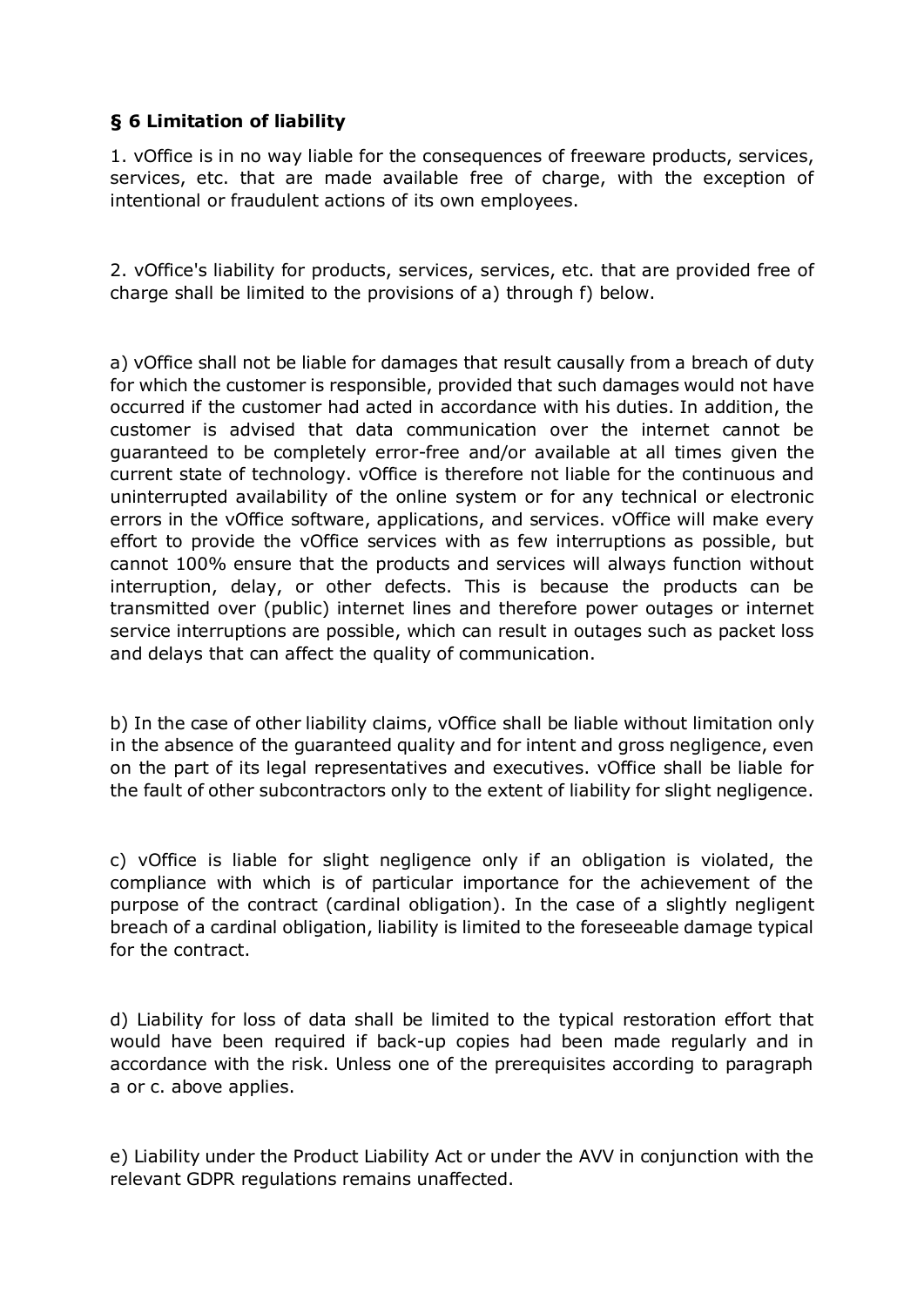### § 6 Limitation of liability

1. vOffice is in no way liable for the consequences of freeware products, services, services, etc. that are made available free of charge, with the exception of intentional or fraudulent actions of its own employees.

2. vOffice's liability for products, services, services, etc. that are provided free of charge shall be limited to the provisions of a) through f) below.

a) vOffice shall not be liable for damages that result causally from a breach of duty for which the customer is responsible, provided that such damages would not have occurred if the customer had acted in accordance with his duties. In addition, the customer is advised that data communication over the internet cannot be guaranteed to be completely error-free and/or available at all times given the current state of technology. vOffice is therefore not liable for the continuous and uninterrupted availability of the online system or for any technical or electronic errors in the vOffice software, applications, and services. vOffice will make every effort to provide the vOffice services with as few interruptions as possible, but cannot 100% ensure that the products and services will always function without interruption, delay, or other defects. This is because the products can be transmitted over (public) internet lines and therefore power outages or internet service interruptions are possible, which can result in outages such as packet loss and delays that can affect the quality of communication.

b) In the case of other liability claims, vOffice shall be liable without limitation only in the absence of the guaranteed quality and for intent and gross negligence, even on the part of its legal representatives and executives. vOffice shall be liable for the fault of other subcontractors only to the extent of liability for slight negligence.

c) vOffice is liable for slight negligence only if an obligation is violated, the compliance with which is of particular importance for the achievement of the purpose of the contract (cardinal obligation). In the case of a slightly negligent breach of a cardinal obligation, liability is limited to the foreseeable damage typical for the contract.

d) Liability for loss of data shall be limited to the typical restoration effort that would have been required if back-up copies had been made regularly and in accordance with the risk. Unless one of the prerequisites according to paragraph a or c. above applies.

e) Liability under the Product Liability Act or under the AVV in conjunction with the relevant GDPR regulations remains unaffected.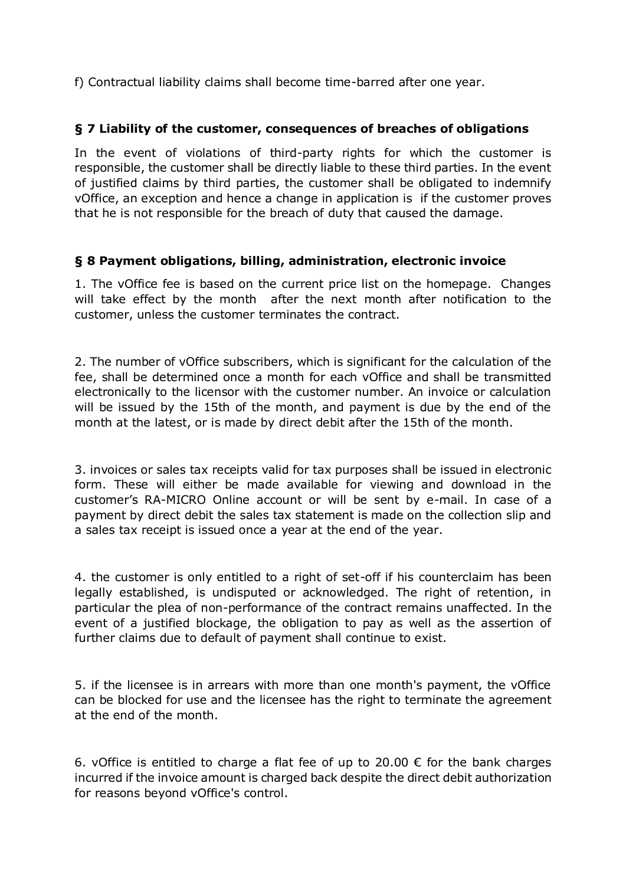f) Contractual liability claims shall become time-barred after one year.

## § 7 Liability of the customer, consequences of breaches of obligations

In the event of violations of third-party rights for which the customer is responsible, the customer shall be directly liable to these third parties. In the event of justified claims by third parties, the customer shall be obligated to indemnify vOffice, an exception and hence a change in application is if the customer proves that he is not responsible for the breach of duty that caused the damage.

## § 8 Payment obligations, billing, administration, electronic invoice

1. The vOffice fee is based on the current price list on the homepage. Changes will take effect by the month after the next month after notification to the customer, unless the customer terminates the contract.

2. The number of vOffice subscribers, which is significant for the calculation of the fee, shall be determined once a month for each vOffice and shall be transmitted electronically to the licensor with the customer number. An invoice or calculation will be issued by the 15th of the month, and payment is due by the end of the month at the latest, or is made by direct debit after the 15th of the month.

3. invoices or sales tax receipts valid for tax purposes shall be issued in electronic form. These will either be made available for viewing and download in the customer's RA-MICRO Online account or will be sent by e-mail. In case of a payment by direct debit the sales tax statement is made on the collection slip and a sales tax receipt is issued once a year at the end of the year.

4. the customer is only entitled to a right of set-off if his counterclaim has been legally established, is undisputed or acknowledged. The right of retention, in particular the plea of non-performance of the contract remains unaffected. In the event of a justified blockage, the obligation to pay as well as the assertion of further claims due to default of payment shall continue to exist.

5. if the licensee is in arrears with more than one month's payment, the vOffice can be blocked for use and the licensee has the right to terminate the agreement at the end of the month.

6. vOffice is entitled to charge a flat fee of up to 20.00 € for the bank charges incurred if the invoice amount is charged back despite the direct debit authorization for reasons beyond vOffice's control.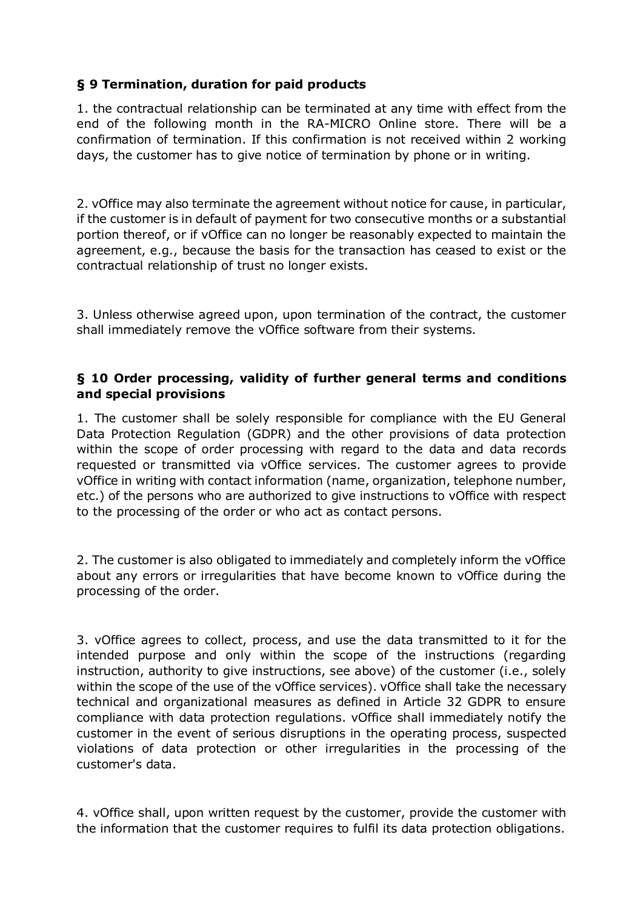## § 9 Termination, duration for paid products

1. the contractual relationship can be terminated at any time with effect from the end of the following month in the RA-MICRO Online store. There will be a confirmation of termination. If this confirmation is not received within 2 working days, the customer has to give notice of termination by phone or in writing.

2. vOffice may also terminate the agreement without notice for cause, in particular, if the customer is in default of payment for two consecutive months or a substantial portion thereof, or if vOffice can no longer be reasonably expected to maintain the agreement, e.g., because the basis for the transaction has ceased to exist or the contractual relationship of trust no longer exists.

3. Unless otherwise agreed upon, upon termination of the contract, the customer shall immediately remove the vOffice software from their systems.

## § 10 Order processing, validity of further general terms and conditions and special provisions

1. The customer shall be solely responsible for compliance with the EU General Data Protection Regulation (GDPR) and the other provisions of data protection within the scope of order processing with regard to the data and data records requested or transmitted via vOffice services. The customer agrees to provide vOffice in writing with contact information (name, organization, telephone number, etc.) of the persons who are authorized to give instructions to vOffice with respect to the processing of the order or who act as contact persons.

2. The customer is also obligated to immediately and completely inform the vOffice about any errors or irregularities that have become known to vOffice during the processing of the order.

3. vOffice agrees to collect, process, and use the data transmitted to it for the intended purpose and only within the scope of the instructions (regarding instruction, authority to give instructions, see above) of the customer (i.e., solely within the scope of the use of the vOffice services). vOffice shall take the necessary technical and organizational measures as defined in Article 32 GDPR to ensure compliance with data protection regulations. vOffice shall immediately notify the customer in the event of serious disruptions in the operating process, suspected violations of data protection or other irregularities in the processing of the customer's data.

4. vOffice shall, upon written request by the customer, provide the customer with the information that the customer requires to fulfil its data protection obligations.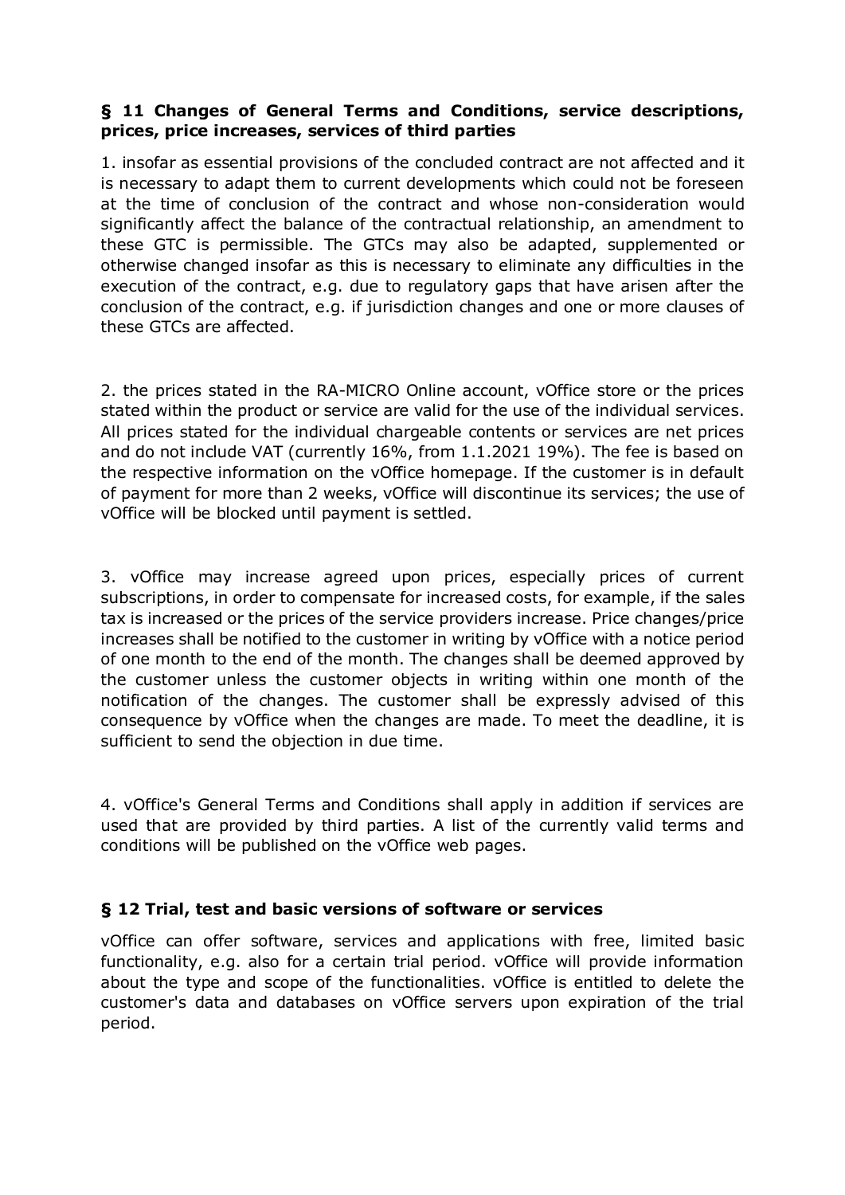## § 11 Changes of General Terms and Conditions, service descriptions, prices, price increases, services of third parties

1. insofar as essential provisions of the concluded contract are not affected and it is necessary to adapt them to current developments which could not be foreseen at the time of conclusion of the contract and whose non-consideration would significantly affect the balance of the contractual relationship, an amendment to these GTC is permissible. The GTCs may also be adapted, supplemented or otherwise changed insofar as this is necessary to eliminate any difficulties in the execution of the contract, e.g. due to regulatory gaps that have arisen after the conclusion of the contract, e.g. if jurisdiction changes and one or more clauses of these GTCs are affected.

2. the prices stated in the RA-MICRO Online account, vOffice store or the prices stated within the product or service are valid for the use of the individual services. All prices stated for the individual chargeable contents or services are net prices and do not include VAT (currently 16%, from 1.1.2021 19%). The fee is based on the respective information on the vOffice homepage. If the customer is in default of payment for more than 2 weeks, vOffice will discontinue its services; the use of vOffice will be blocked until payment is settled.

3. vOffice may increase agreed upon prices, especially prices of current subscriptions, in order to compensate for increased costs, for example, if the sales tax is increased or the prices of the service providers increase. Price changes/price increases shall be notified to the customer in writing by vOffice with a notice period of one month to the end of the month. The changes shall be deemed approved by the customer unless the customer objects in writing within one month of the notification of the changes. The customer shall be expressly advised of this consequence by vOffice when the changes are made. To meet the deadline, it is sufficient to send the objection in due time.

4. vOffice's General Terms and Conditions shall apply in addition if services are used that are provided by third parties. A list of the currently valid terms and conditions will be published on the vOffice web pages.

## § 12 Trial, test and basic versions of software or services

vOffice can offer software, services and applications with free, limited basic functionality, e.g. also for a certain trial period. vOffice will provide information about the type and scope of the functionalities. vOffice is entitled to delete the customer's data and databases on vOffice servers upon expiration of the trial period.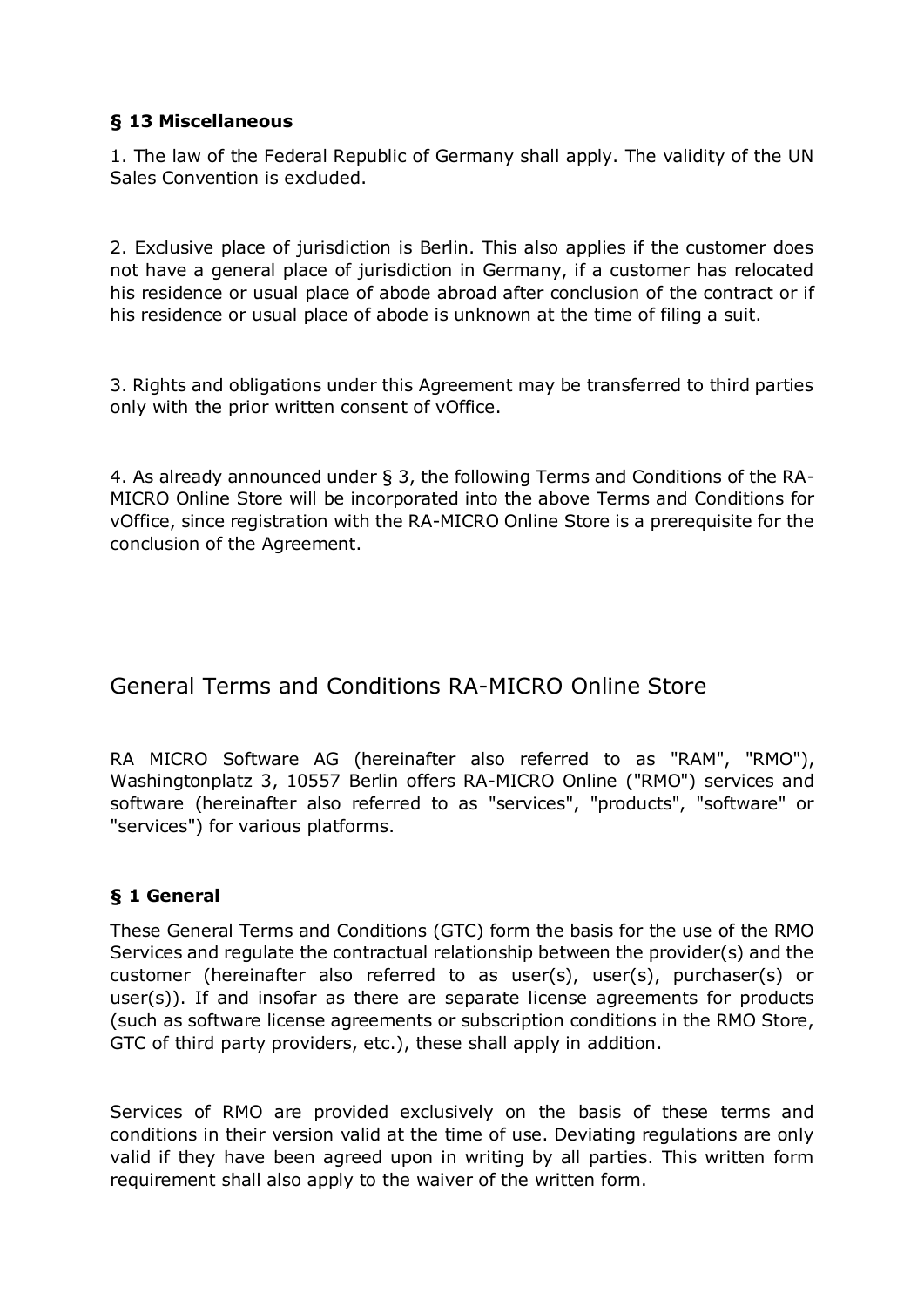### § 13 Miscellaneous

1. The law of the Federal Republic of Germany shall apply. The validity of the UN Sales Convention is excluded.

2. Exclusive place of jurisdiction is Berlin. This also applies if the customer does not have a general place of jurisdiction in Germany, if a customer has relocated his residence or usual place of abode abroad after conclusion of the contract or if his residence or usual place of abode is unknown at the time of filing a suit.

3. Rights and obligations under this Agreement may be transferred to third parties only with the prior written consent of vOffice.

4. As already announced under § 3, the following Terms and Conditions of the RA-MICRO Online Store will be incorporated into the above Terms and Conditions for vOffice, since registration with the RA-MICRO Online Store is a prerequisite for the conclusion of the Agreement.

## General Terms and Conditions RA-MICRO Online Store

RA MICRO Software AG (hereinafter also referred to as "RAM", "RMO"), Washingtonplatz 3, 10557 Berlin offers RA-MICRO Online ("RMO") services and software (hereinafter also referred to as "services", "products", "software" or "services") for various platforms.

### § 1 General

These General Terms and Conditions (GTC) form the basis for the use of the RMO Services and regulate the contractual relationship between the provider(s) and the customer (hereinafter also referred to as user(s), user(s), purchaser(s) or user(s)). If and insofar as there are separate license agreements for products (such as software license agreements or subscription conditions in the RMO Store, GTC of third party providers, etc.), these shall apply in addition.

Services of RMO are provided exclusively on the basis of these terms and conditions in their version valid at the time of use. Deviating regulations are only valid if they have been agreed upon in writing by all parties. This written form requirement shall also apply to the waiver of the written form.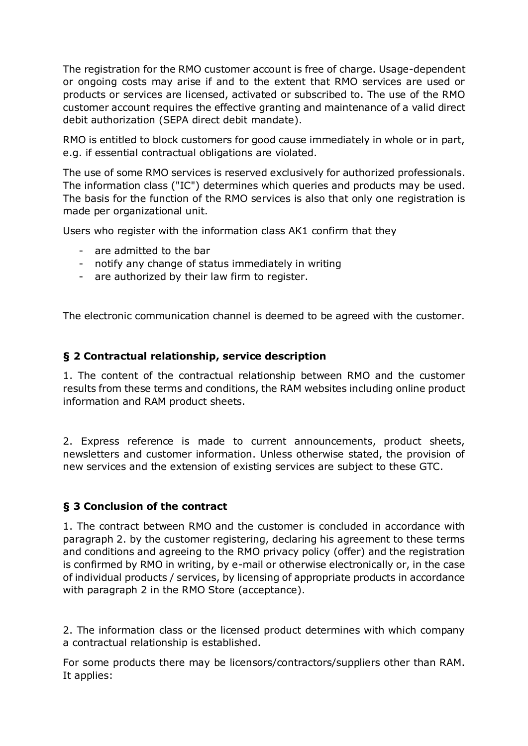The registration for the RMO customer account is free of charge. Usage-dependent or ongoing costs may arise if and to the extent that RMO services are used or products or services are licensed, activated or subscribed to. The use of the RMO customer account requires the effective granting and maintenance of a valid direct debit authorization (SEPA direct debit mandate).

RMO is entitled to block customers for good cause immediately in whole or in part, e.g. if essential contractual obligations are violated.

The use of some RMO services is reserved exclusively for authorized professionals. The information class ("IC") determines which queries and products may be used. The basis for the function of the RMO services is also that only one registration is made per organizational unit.

Users who register with the information class AK1 confirm that they

- are admitted to the bar
- notify any change of status immediately in writing
- are authorized by their law firm to register.

The electronic communication channel is deemed to be agreed with the customer.

### § 2 Contractual relationship, service description

1. The content of the contractual relationship between RMO and the customer results from these terms and conditions, the RAM websites including online product information and RAM product sheets.

2. Express reference is made to current announcements, product sheets, newsletters and customer information. Unless otherwise stated, the provision of new services and the extension of existing services are subject to these GTC.

### § 3 Conclusion of the contract

1. The contract between RMO and the customer is concluded in accordance with paragraph 2. by the customer registering, declaring his agreement to these terms and conditions and agreeing to the RMO privacy policy (offer) and the registration is confirmed by RMO in writing, by e-mail or otherwise electronically or, in the case of individual products / services, by licensing of appropriate products in accordance with paragraph 2 in the RMO Store (acceptance).

2. The information class or the licensed product determines with which company a contractual relationship is established.

For some products there may be licensors/contractors/suppliers other than RAM. It applies: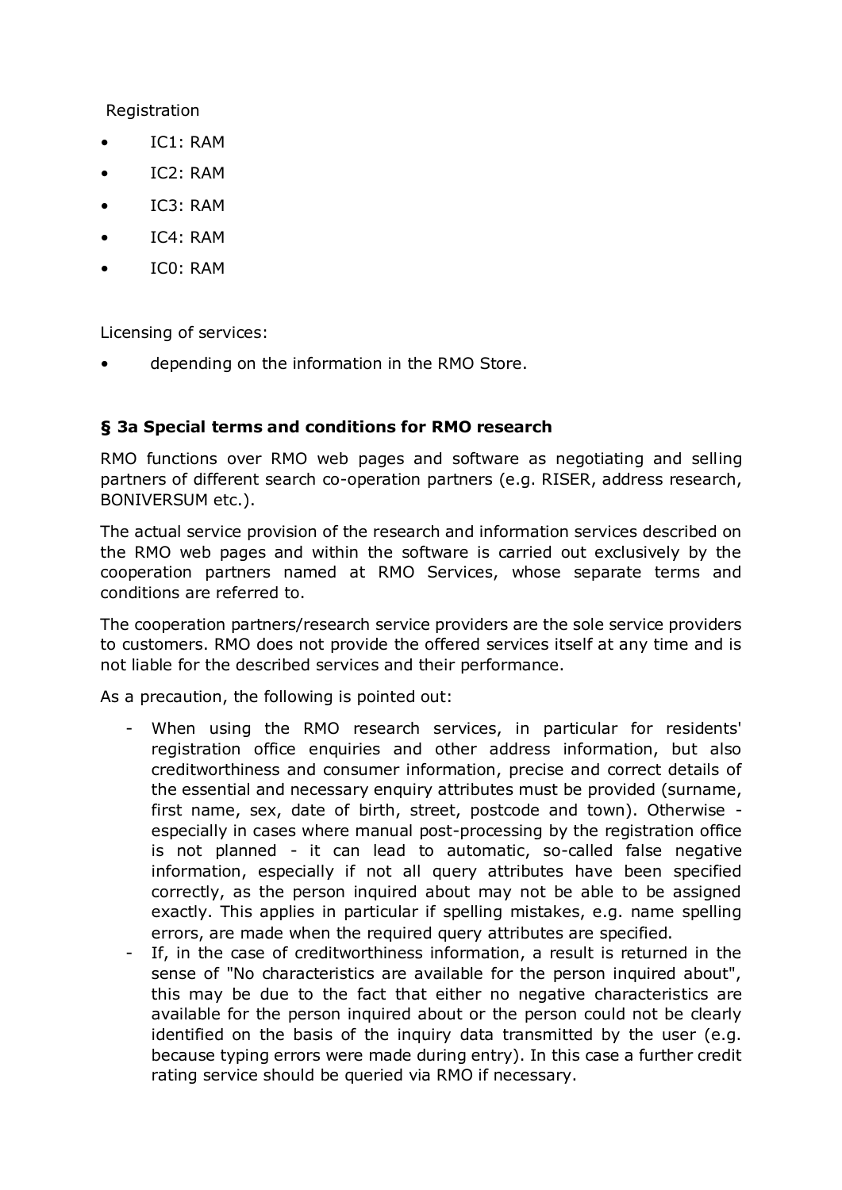Registration

- IC1: RAM
- IC2: RAM
- IC3: RAM
- IC4: RAM
- IC0: RAM

Licensing of services:

- depending on the information in the RMO Store.

### § 3a Special terms and conditions for RMO research

RMO functions over RMO web pages and software as negotiating and selling partners of different search co-operation partners (e.g. RISER, address research, BONIVERSUM etc.).

The actual service provision of the research and information services described on the RMO web pages and within the software is carried out exclusively by the cooperation partners named at RMO Services, whose separate terms and conditions are referred to.

The cooperation partners/research service providers are the sole service providers to customers. RMO does not provide the offered services itself at any time and is not liable for the described services and their performance.

As a precaution, the following is pointed out:

- When using the RMO research services, in particular for residents' registration office enquiries and other address information, but also creditworthiness and consumer information, precise and correct details of the essential and necessary enquiry attributes must be provided (surname, first name, sex, date of birth, street, postcode and town). Otherwise - especially in cases where manual post-processing by the registration office is not planned - it can lead to automatic, so-called false negative information, especially if not all query attributes have been specified correctly, as the person inquired about may not be able to be assigned exactly. This applies in particular if spelling mistakes, e.g. name spelling errors, are made when the required query attributes are specified.
- If, in the case of creditworthiness information, a result is returned in the sense of "No characteristics are available for the person inquired about", this may be due to the fact that either no negative characteristics are available for the person inquired about or the person could not be clearly identified on the basis of the inquiry data transmitted by the user (e.g. because typing errors were made during entry). In this case a further credit rating service should be queried via RMO if necessary.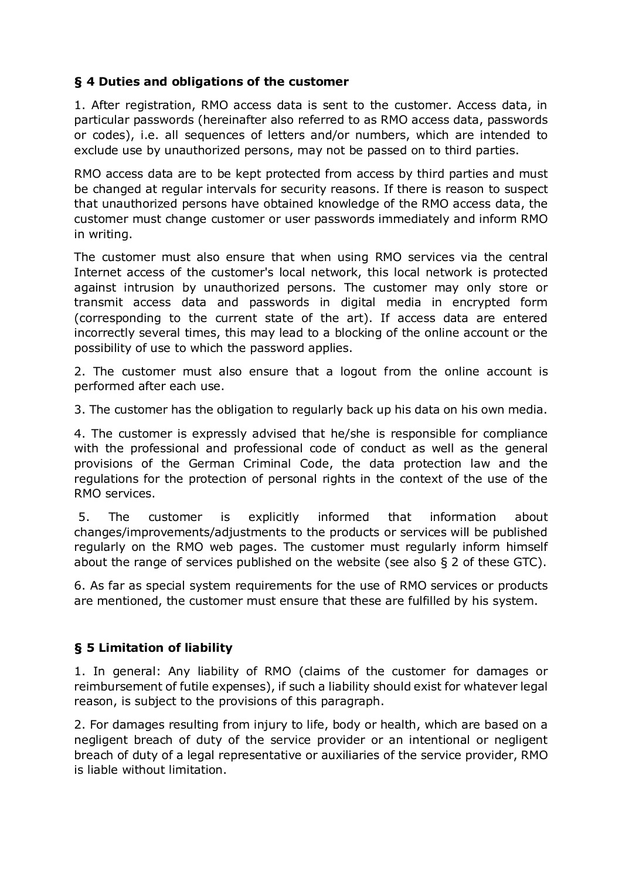### § 4 Duties and obligations of the customer

1. After registration, RMO access data is sent to the customer. Access data, in particular passwords (hereinafter also referred to as RMO access data, passwords or codes), i.e. all sequences of letters and/or numbers, which are intended to exclude use by unauthorized persons, may not be passed on to third parties.

RMO access data are to be kept protected from access by third parties and must be changed at regular intervals for security reasons. If there is reason to suspect that unauthorized persons have obtained knowledge of the RMO access data, the customer must change customer or user passwords immediately and inform RMO in writing.

The customer must also ensure that when using RMO services via the central Internet access of the customer's local network, this local network is protected against intrusion by unauthorized persons. The customer may only store or transmit access data and passwords in digital media in encrypted form (corresponding to the current state of the art). If access data are entered incorrectly several times, this may lead to a blocking of the online account or the possibility of use to which the password applies.

2. The customer must also ensure that a logout from the online account is performed after each use.

3. The customer has the obligation to regularly back up his data on his own media.

4. The customer is expressly advised that he/she is responsible for compliance with the professional and professional code of conduct as well as the general provisions of the German Criminal Code, the data protection law and the regulations for the protection of personal rights in the context of the use of the RMO services.

5. The customer is explicitly informed that information about changes/improvements/adjustments to the products or services will be published regularly on the RMO web pages. The customer must regularly inform himself about the range of services published on the website (see also § 2 of these GTC).

6. As far as special system requirements for the use of RMO services or products are mentioned, the customer must ensure that these are fulfilled by his system.

### § 5 Limitation of liability

1. In general: Any liability of RMO (claims of the customer for damages or reimbursement of futile expenses), if such a liability should exist for whatever legal reason, is subject to the provisions of this paragraph.

2. For damages resulting from injury to life, body or health, which are based on a negligent breach of duty of the service provider or an intentional or negligent breach of duty of a legal representative or auxiliaries of the service provider, RMO is liable without limitation.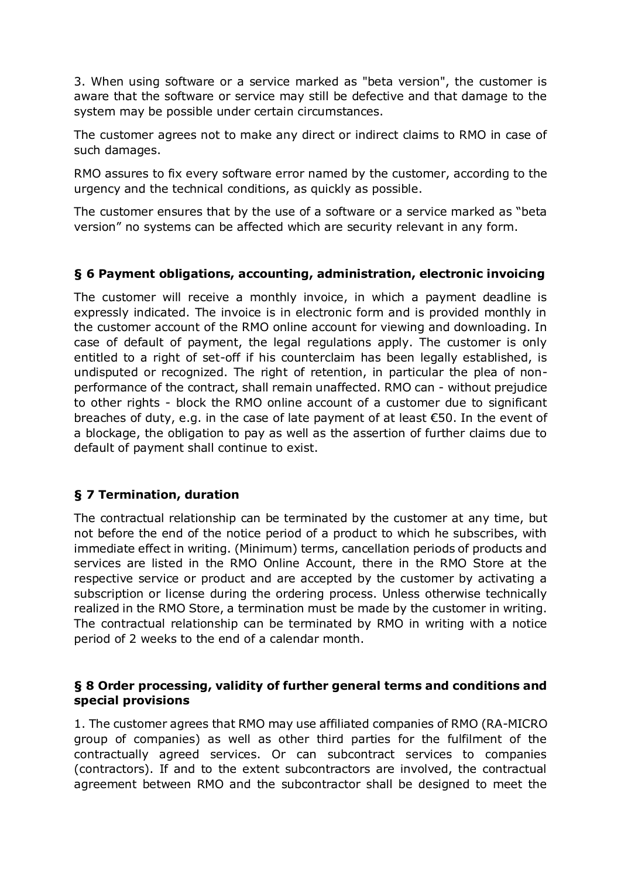3. When using software or a service marked as "beta version", the customer is aware that the software or service may still be defective and that damage to the system may be possible under certain circumstances.

The customer agrees not to make any direct or indirect claims to RMO in case of such damages.

RMO assures to fix every software error named by the customer, according to the urgency and the technical conditions, as quickly as possible.

The customer ensures that by the use of a software or a service marked as "beta version" no systems can be affected which are security relevant in any form.

### § 6 Payment obligations, accounting, administration, electronic invoicing

The customer will receive a monthly invoice, in which a payment deadline is expressly indicated. The invoice is in electronic form and is provided monthly in the customer account of the RMO online account for viewing and downloading. In case of default of payment, the legal regulations apply. The customer is only entitled to a right of set-off if his counterclaim has been legally established, is undisputed or recognized. The right of retention, in particular the plea of non-performance of the contract, shall remain unaffected. RMO can - without prejudice to other rights - block the RMO online account of a customer due to significant breaches of duty, e.g. in the case of late payment of at least €50. In the event of a blockage, the obligation to pay as well as the assertion of further claims due to default of payment shall continue to exist.

### § 7 Termination, duration

The contractual relationship can be terminated by the customer at any time, but not before the end of the notice period of a product to which he subscribes, with immediate effect in writing. (Minimum) terms, cancellation periods of products and services are listed in the RMO Online Account, there in the RMO Store at the respective service or product and are accepted by the customer by activating a subscription or license during the ordering process. Unless otherwise technically realized in the RMO Store, a termination must be made by the customer in writing. The contractual relationship can be terminated by RMO in writing with a notice period of 2 weeks to the end of a calendar month.

### § 8 Order processing, validity of further general terms and conditions and special provisions

1. The customer agrees that RMO may use affiliated companies of RMO (RA-MICRO group of companies) as well as other third parties for the fulfilment of the contractually agreed services. Or can subcontract services to companies (contractors). If and to the extent subcontractors are involved, the contractual agreement between RMO and the subcontractor shall be designed to meet the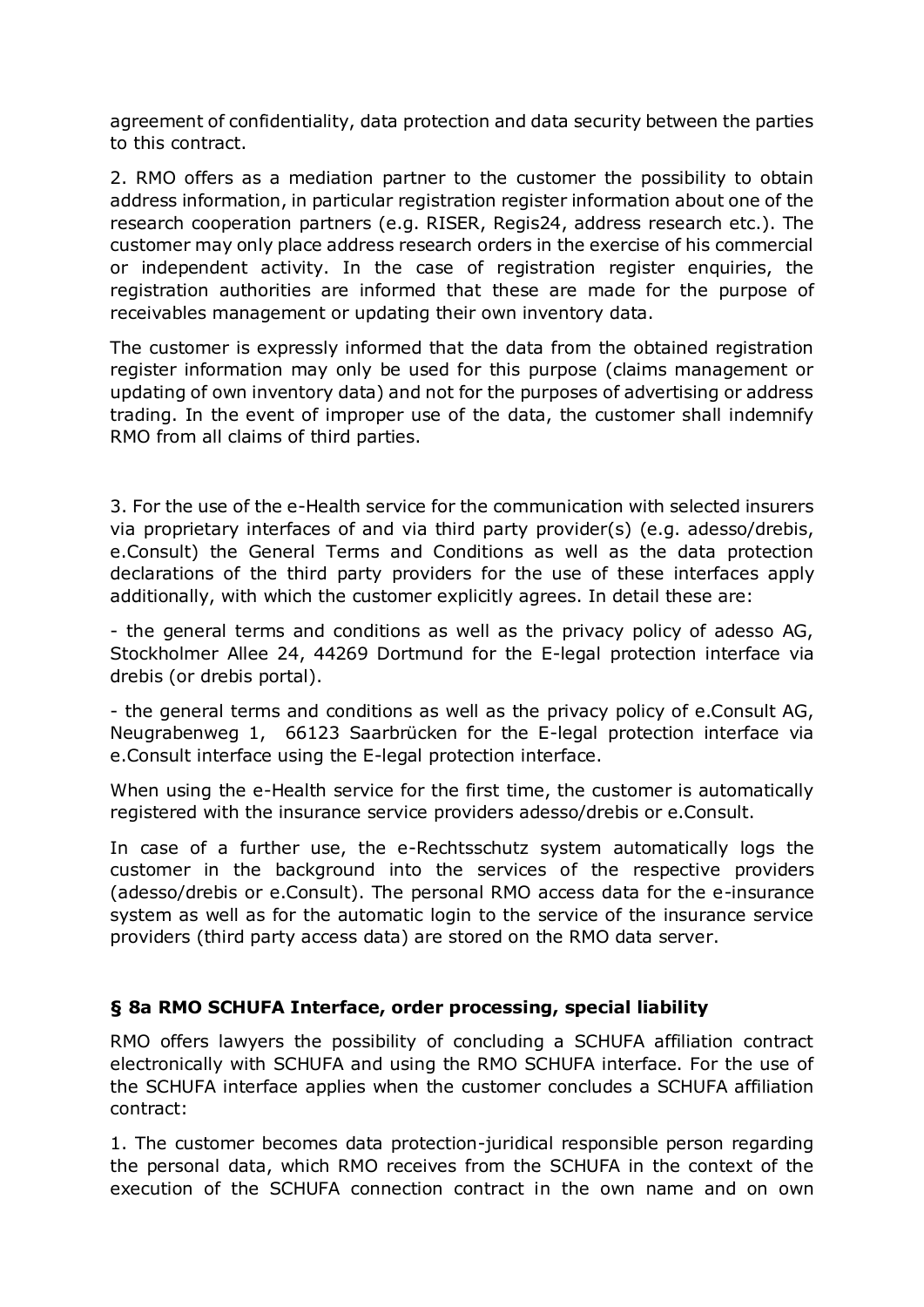agreement of confidentiality, data protection and data security between the parties to this contract.

2. RMO offers as a mediation partner to the customer the possibility to obtain address information, in particular registration register information about one of the research cooperation partners (e.g. RISER, Regis24, address research etc.). The customer may only place address research orders in the exercise of his commercial or independent activity. In the case of registration register enquiries, the registration authorities are informed that these are made for the purpose of receivables management or updating their own inventory data.

The customer is expressly informed that the data from the obtained registration register information may only be used for this purpose (claims management or updating of own inventory data) and not for the purposes of advertising or address trading. In the event of improper use of the data, the customer shall indemnify RMO from all claims of third parties.

3. For the use of the e-Health service for the communication with selected insurers via proprietary interfaces of and via third party provider(s) (e.g. adesso/drebis, e.Consult) the General Terms and Conditions as well as the data protection declarations of the third party providers for the use of these interfaces apply additionally, with which the customer explicitly agrees. In detail these are:

- the general terms and conditions as well as the privacy policy of adesso AG, Stockholmer Allee 24, 44269 Dortmund for the E-legal protection interface via drebis (or drebis portal).

- the general terms and conditions as well as the privacy policy of e.Consult AG, Neugrabenweg 1, 66123 Saarbrücken for the E-legal protection interface via e.Consult interface using the E-legal protection interface.

When using the e-Health service for the first time, the customer is automatically registered with the insurance service providers adesso/drebis or e.Consult.

In case of a further use, the e-Rechtsschutz system automatically logs the customer in the background into the services of the respective providers (adesso/drebis or e.Consult). The personal RMO access data for the e-insurance system as well as for the automatic login to the service of the insurance service providers (third party access data) are stored on the RMO data server.

### § 8a RMO SCHUFA Interface, order processing, special liability

RMO offers lawyers the possibility of concluding a SCHUFA affiliation contract electronically with SCHUFA and using the RMO SCHUFA interface. For the use of the SCHUFA interface applies when the customer concludes a SCHUFA affiliation contract:

1. The customer becomes data protection-juridical responsible person regarding the personal data, which RMO receives from the SCHUFA in the context of the execution of the SCHUFA connection contract in the own name and on own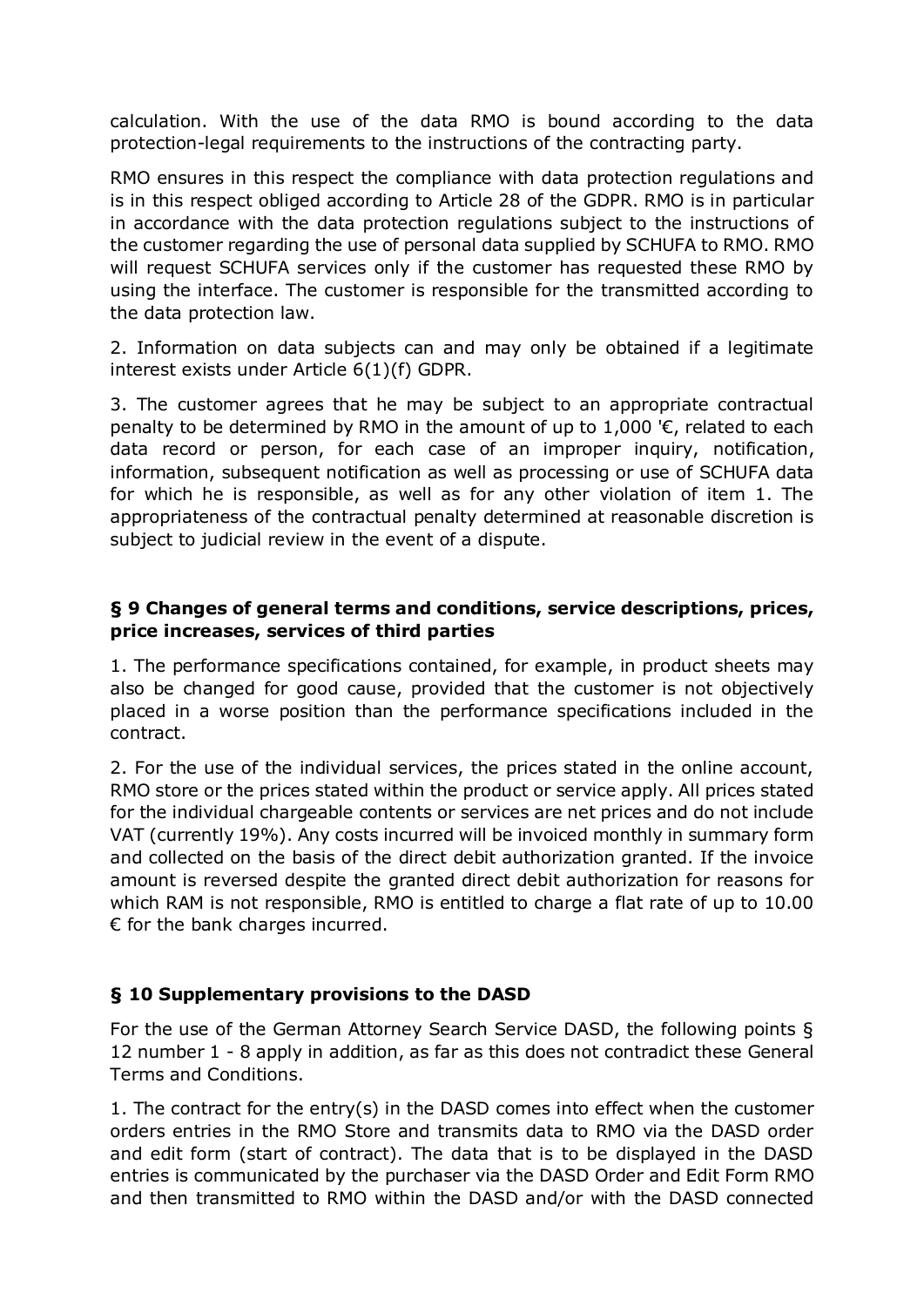calculation. With the use of the data RMO is bound according to the data protection-legal requirements to the instructions of the contracting party.

RMO ensures in this respect the compliance with data protection regulations and is in this respect obliged according to Article 28 of the GDPR. RMO is in particular in accordance with the data protection regulations subject to the instructions of the customer regarding the use of personal data supplied by SCHUFA to RMO. RMO will request SCHUFA services only if the customer has requested these RMO by using the interface. The customer is responsible for the transmitted according to the data protection law.

2. Information on data subjects can and may only be obtained if a legitimate interest exists under Article 6(1)(f) GDPR.

3. The customer agrees that he may be subject to an appropriate contractual penalty to be determined by RMO in the amount of up to 1,000 '€, related to each data record or person, for each case of an improper inquiry, notification, information, subsequent notification as well as processing or use of SCHUFA data for which he is responsible, as well as for any other violation of item 1. The appropriateness of the contractual penalty determined at reasonable discretion is subject to judicial review in the event of a dispute.

### § 9 Changes of general terms and conditions, service descriptions, prices, price increases, services of third parties

1. The performance specifications contained, for example, in product sheets may also be changed for good cause, provided that the customer is not objectively placed in a worse position than the performance specifications included in the contract.

2. For the use of the individual services, the prices stated in the online account, RMO store or the prices stated within the product or service apply. All prices stated for the individual chargeable contents or services are net prices and do not include VAT (currently 19%). Any costs incurred will be invoiced monthly in summary form and collected on the basis of the direct debit authorization granted. If the invoice amount is reversed despite the granted direct debit authorization for reasons for which RAM is not responsible, RMO is entitled to charge a flat rate of up to 10.00 € for the bank charges incurred.

### § 10 Supplementary provisions to the DASD

For the use of the German Attorney Search Service DASD, the following points § 12 number 1 - 8 apply in addition, as far as this does not contradict these General Terms and Conditions.

1. The contract for the entry(s) in the DASD comes into effect when the customer orders entries in the RMO Store and transmits data to RMO via the DASD order and edit form (start of contract). The data that is to be displayed in the DASD entries is communicated by the purchaser via the DASD Order and Edit Form RMO and then transmitted to RMO within the DASD and/or with the DASD connected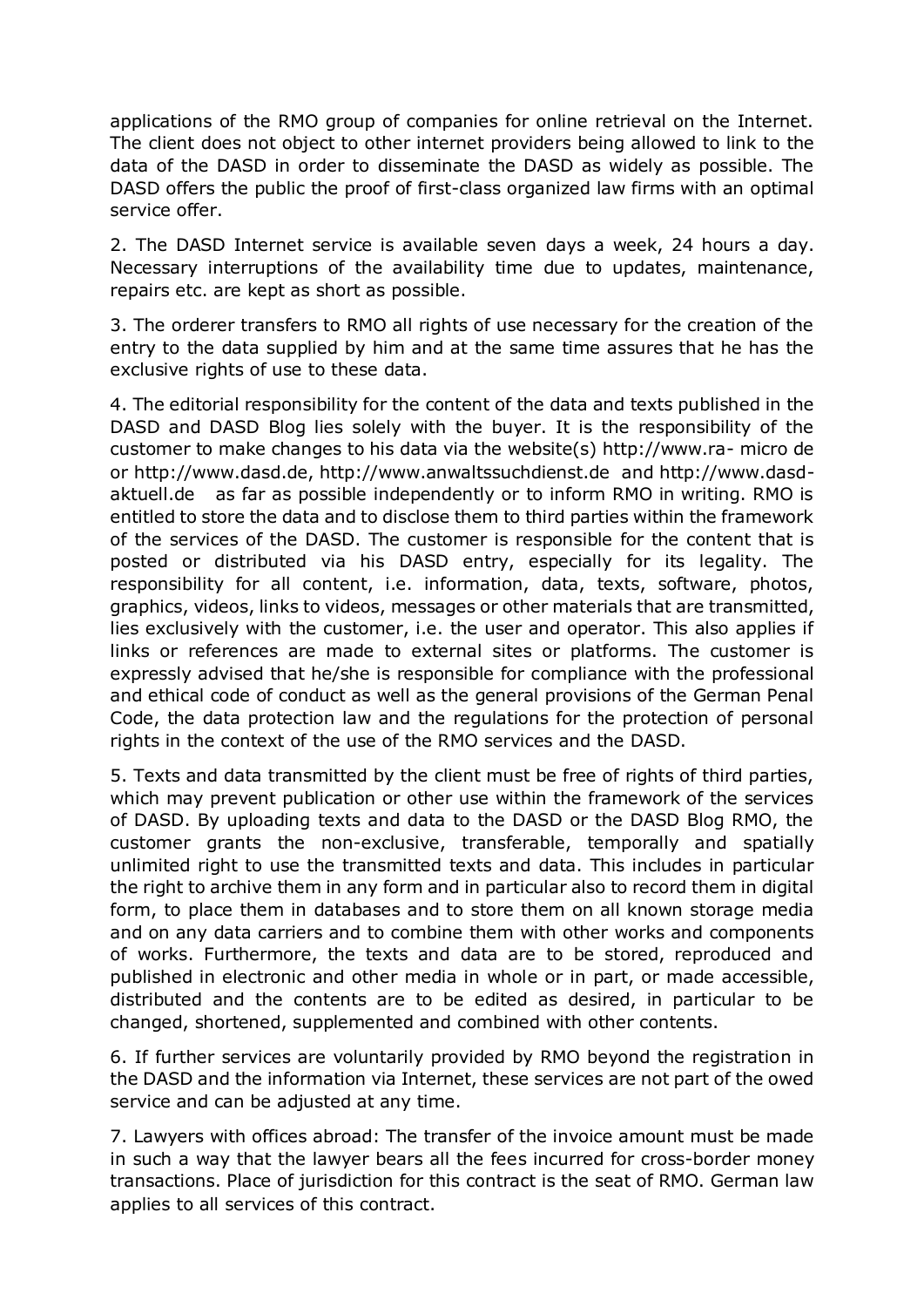applications of the RMO group of companies for online retrieval on the Internet. The client does not object to other internet providers being allowed to link to the data of the DASD in order to disseminate the DASD as widely as possible. The DASD offers the public the proof of first-class organized law firms with an optimal service offer.

2. The DASD Internet service is available seven days a week, 24 hours a day. Necessary interruptions of the availability time due to updates, maintenance, repairs etc. are kept as short as possible.

3. The orderer transfers to RMO all rights of use necessary for the creation of the entry to the data supplied by him and at the same time assures that he has the exclusive rights of use to these data.

4. The editorial responsibility for the content of the data and texts published in the DASD and DASD Blog lies solely with the buyer. It is the responsibility of the customer to make changes to his data via the website(s) http://www.ra- micro de or http://www.dasd.de, http://www.anwaltssuchdienst.de and http://www.dasd-aktuell.de as far as possible independently or to inform RMO in writing. RMO is entitled to store the data and to disclose them to third parties within the framework of the services of the DASD. The customer is responsible for the content that is posted or distributed via his DASD entry, especially for its legality. The responsibility for all content, i.e. information, data, texts, software, photos, graphics, videos, links to videos, messages or other materials that are transmitted, lies exclusively with the customer, i.e. the user and operator. This also applies if links or references are made to external sites or platforms. The customer is expressly advised that he/she is responsible for compliance with the professional and ethical code of conduct as well as the general provisions of the German Penal Code, the data protection law and the regulations for the protection of personal rights in the context of the use of the RMO services and the DASD.

5. Texts and data transmitted by the client must be free of rights of third parties, which may prevent publication or other use within the framework of the services of DASD. By uploading texts and data to the DASD or the DASD Blog RMO, the customer grants the non-exclusive, transferable, temporally and spatially unlimited right to use the transmitted texts and data. This includes in particular the right to archive them in any form and in particular also to record them in digital form, to place them in databases and to store them on all known storage media and on any data carriers and to combine them with other works and components of works. Furthermore, the texts and data are to be stored, reproduced and published in electronic and other media in whole or in part, or made accessible, distributed and the contents are to be edited as desired, in particular to be changed, shortened, supplemented and combined with other contents.

6. If further services are voluntarily provided by RMO beyond the registration in the DASD and the information via Internet, these services are not part of the owed service and can be adjusted at any time.

7. Lawyers with offices abroad: The transfer of the invoice amount must be made in such a way that the lawyer bears all the fees incurred for cross-border money transactions. Place of jurisdiction for this contract is the seat of RMO. German law applies to all services of this contract.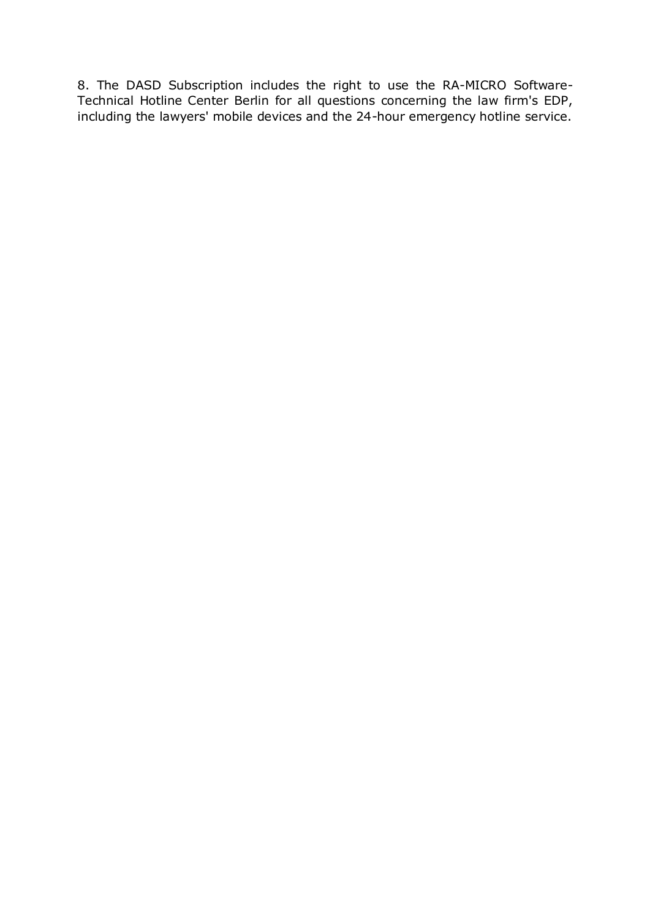8. The DASD Subscription includes the right to use the RA-MICRO Software-Technical Hotline Center Berlin for all questions concerning the law firm's EDP, including the lawyers' mobile devices and the 24-hour emergency hotline service.